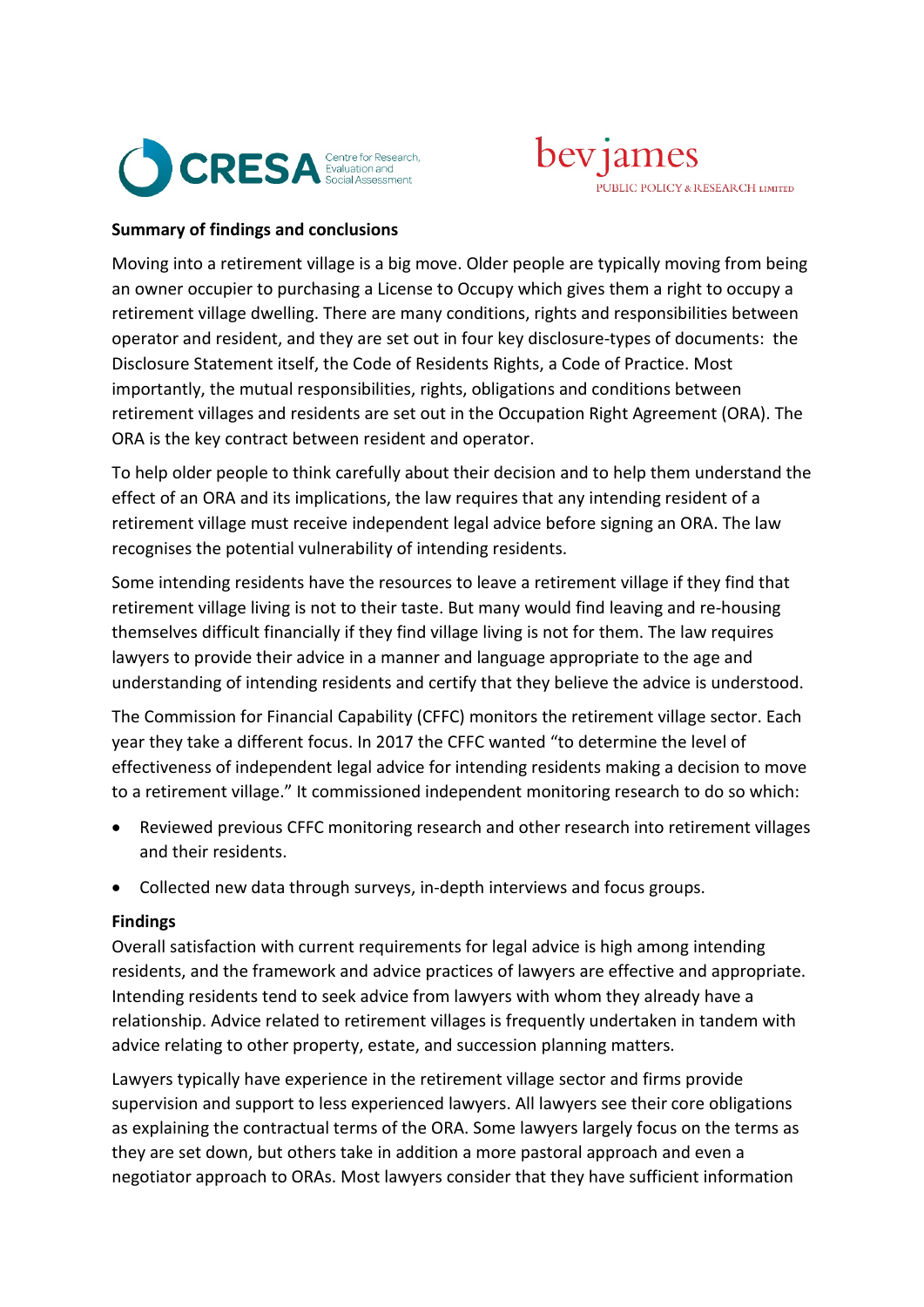CRESA Centre for Research, Evaluation and Social Assessment

bev james PUBLIC POLICY & RESEARCH LIMITED

**Summary of findings and conclusions**

Moving into a retirement village is a big move. Older people are typically moving from being an owner occupier to purchasing a License to Occupy which gives them a right to occupy a retirement village dwelling. There are many conditions, rights and responsibilities between operator and resident, and they are set out in four key disclosure-types of documents: the Disclosure Statement itself, the Code of Residents Rights, a Code of Practice. Most importantly, the mutual responsibilities, rights, obligations and conditions between retirement villages and residents are set out in the Occupation Right Agreement (ORA). The ORA is the key contract between resident and operator.

To help older people to think carefully about their decision and to help them understand the effect of an ORA and its implications, the law requires that any intending resident of a retirement village must receive independent legal advice before signing an ORA. The law recognises the potential vulnerability of intending residents.

Some intending residents have the resources to leave a retirement village if they find that retirement village living is not to their taste. But many would find leaving and re-housing themselves difficult financially if they find village living is not for them. The law requires lawyers to provide their advice in a manner and language appropriate to the age and understanding of intending residents and certify that they believe the advice is understood.

The Commission for Financial Capability (CFFC) monitors the retirement village sector. Each year they take a different focus. In 2017 the CFFC wanted "to determine the level of effectiveness of independent legal advice for intending residents making a decision to move to a retirement village." It commissioned independent monitoring research to do so which:

- Reviewed previous CFFC monitoring research and other research into retirement villages and their residents.
- Collected new data through surveys, in-depth interviews and focus groups.

**Findings**

Overall satisfaction with current requirements for legal advice is high among intending residents, and the framework and advice practices of lawyers are effective and appropriate. Intending residents tend to seek advice from lawyers with whom they already have a relationship. Advice related to retirement villages is frequently undertaken in tandem with advice relating to other property, estate, and succession planning matters.

Lawyers typically have experience in the retirement village sector and firms provide supervision and support to less experienced lawyers. All lawyers see their core obligations as explaining the contractual terms of the ORA. Some lawyers largely focus on the terms as they are set down, but others take in addition a more pastoral approach and even a negotiator approach to ORAs. Most lawyers consider that they have sufficient information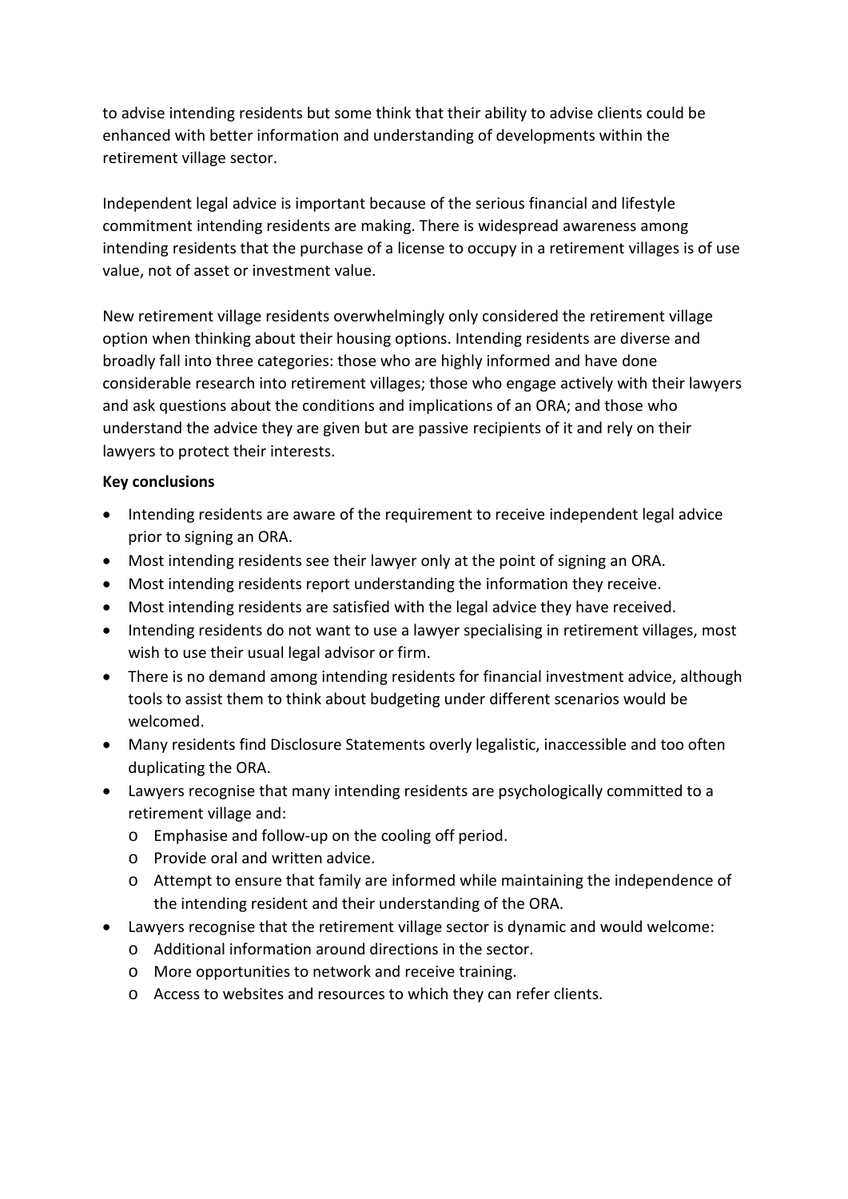to advise intending residents but some think that their ability to advise clients could be enhanced with better information and understanding of developments within the retirement village sector.

Independent legal advice is important because of the serious financial and lifestyle commitment intending residents are making. There is widespread awareness among intending residents that the purchase of a license to occupy in a retirement villages is of use value, not of asset or investment value.

New retirement village residents overwhelmingly only considered the retirement village option when thinking about their housing options. Intending residents are diverse and broadly fall into three categories: those who are highly informed and have done considerable research into retirement villages; those who engage actively with their lawyers and ask questions about the conditions and implications of an ORA; and those who understand the advice they are given but are passive recipients of it and rely on their lawyers to protect their interests.

**Key conclusions**

- Intending residents are aware of the requirement to receive independent legal advice prior to signing an ORA.
- Most intending residents see their lawyer only at the point of signing an ORA.
- Most intending residents report understanding the information they receive.
- Most intending residents are satisfied with the legal advice they have received.
- Intending residents do not want to use a lawyer specialising in retirement villages, most wish to use their usual legal advisor or firm.
- There is no demand among intending residents for financial investment advice, although tools to assist them to think about budgeting under different scenarios would be welcomed.
- Many residents find Disclosure Statements overly legalistic, inaccessible and too often duplicating the ORA.
- Lawyers recognise that many intending residents are psychologically committed to a retirement village and:
  - Emphasise and follow-up on the cooling off period.
  - Provide oral and written advice.
  - Attempt to ensure that family are informed while maintaining the independence of the intending resident and their understanding of the ORA.
- Lawyers recognise that the retirement village sector is dynamic and would welcome:
  - Additional information around directions in the sector.
  - More opportunities to network and receive training.
  - Access to websites and resources to which they can refer clients.